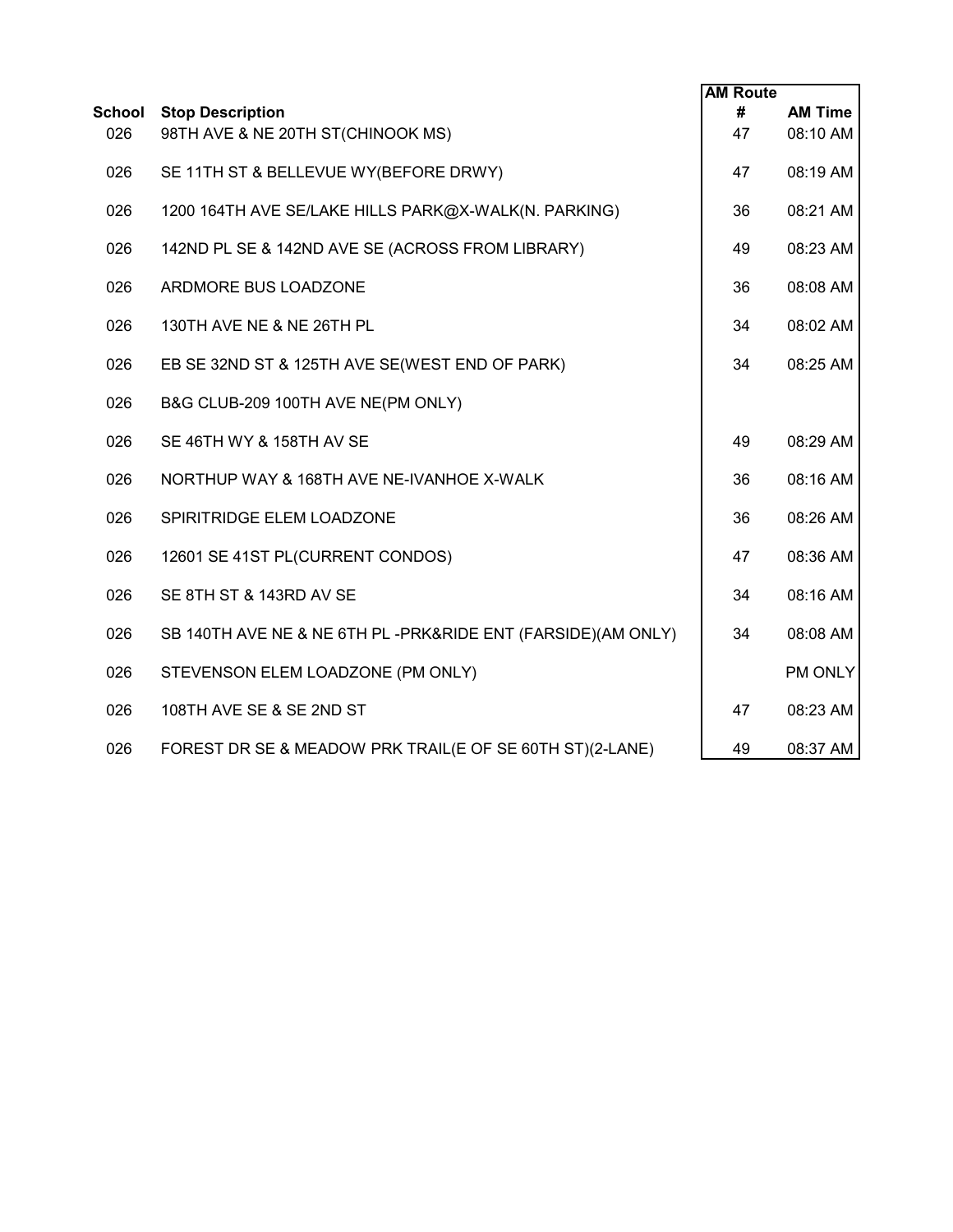| School | Stop Description | AM Route # | AM Time |
|---|---|---|---|
| 026 | 98TH AVE & NE 20TH ST(CHINOOK MS) | 47 | 08:10 AM |
| 026 | SE 11TH ST & BELLEVUE WY(BEFORE DRWY) | 47 | 08:19 AM |
| 026 | 1200 164TH AVE SE/LAKE HILLS PARK@X-WALK(N. PARKING) | 36 | 08:21 AM |
| 026 | 142ND PL SE & 142ND AVE SE (ACROSS FROM LIBRARY) | 49 | 08:23 AM |
| 026 | ARDMORE BUS LOADZONE | 36 | 08:08 AM |
| 026 | 130TH AVE NE & NE 26TH PL | 34 | 08:02 AM |
| 026 | EB SE 32ND ST & 125TH AVE SE(WEST END OF PARK) | 34 | 08:25 AM |
| 026 | B&G CLUB-209 100TH AVE NE(PM ONLY) | | |
| 026 | SE 46TH WY & 158TH AV SE | 49 | 08:29 AM |
| 026 | NORTHUP WAY & 168TH AVE NE-IVANHOE X-WALK | 36 | 08:16 AM |
| 026 | SPIRITRIDGE ELEM LOADZONE | 36 | 08:26 AM |
| 026 | 12601 SE 41ST PL(CURRENT CONDOS) | 47 | 08:36 AM |
| 026 | SE 8TH ST & 143RD AV SE | 34 | 08:16 AM |
| 026 | SB 140TH AVE NE & NE 6TH PL -PRK&RIDE ENT (FARSIDE)(AM ONLY) | 34 | 08:08 AM |
| 026 | STEVENSON ELEM LOADZONE (PM ONLY) | | PM ONLY |
| 026 | 108TH AVE SE & SE 2ND ST | 47 | 08:23 AM |
| 026 | FOREST DR SE & MEADOW PRK TRAIL(E OF SE 60TH ST)(2-LANE) | 49 | 08:37 AM |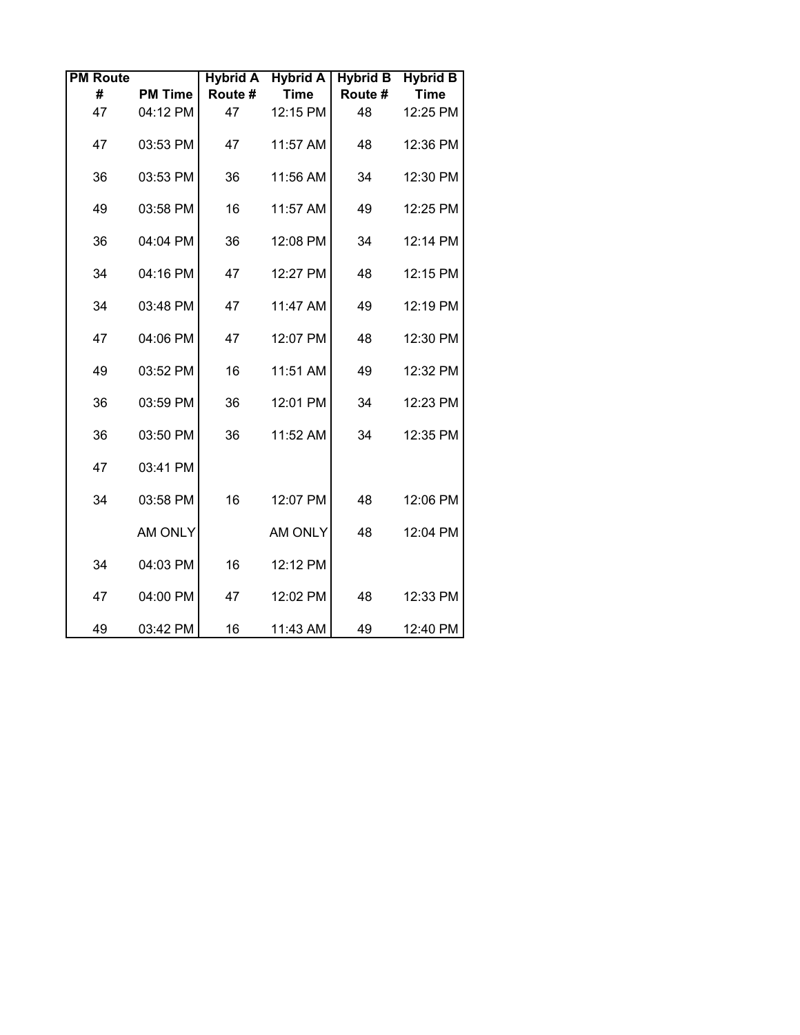| PM Route # | PM Time | Hybrid A Route # | Hybrid A Time | Hybrid B Route # | Hybrid B Time |
|---|---|---|---|---|---|
| 47 | 04:12 PM | 47 | 12:15 PM | 48 | 12:25 PM |
| 47 | 03:53 PM | 47 | 11:57 AM | 48 | 12:36 PM |
| 36 | 03:53 PM | 36 | 11:56 AM | 34 | 12:30 PM |
| 49 | 03:58 PM | 16 | 11:57 AM | 49 | 12:25 PM |
| 36 | 04:04 PM | 36 | 12:08 PM | 34 | 12:14 PM |
| 34 | 04:16 PM | 47 | 12:27 PM | 48 | 12:15 PM |
| 34 | 03:48 PM | 47 | 11:47 AM | 49 | 12:19 PM |
| 47 | 04:06 PM | 47 | 12:07 PM | 48 | 12:30 PM |
| 49 | 03:52 PM | 16 | 11:51 AM | 49 | 12:32 PM |
| 36 | 03:59 PM | 36 | 12:01 PM | 34 | 12:23 PM |
| 36 | 03:50 PM | 36 | 11:52 AM | 34 | 12:35 PM |
| 47 | 03:41 PM | | | | |
| 34 | 03:58 PM | 16 | 12:07 PM | 48 | 12:06 PM |
| | AM ONLY | | AM ONLY | 48 | 12:04 PM |
| 34 | 04:03 PM | 16 | 12:12 PM | | |
| 47 | 04:00 PM | 47 | 12:02 PM | 48 | 12:33 PM |
| 49 | 03:42 PM | 16 | 11:43 AM | 49 | 12:40 PM |